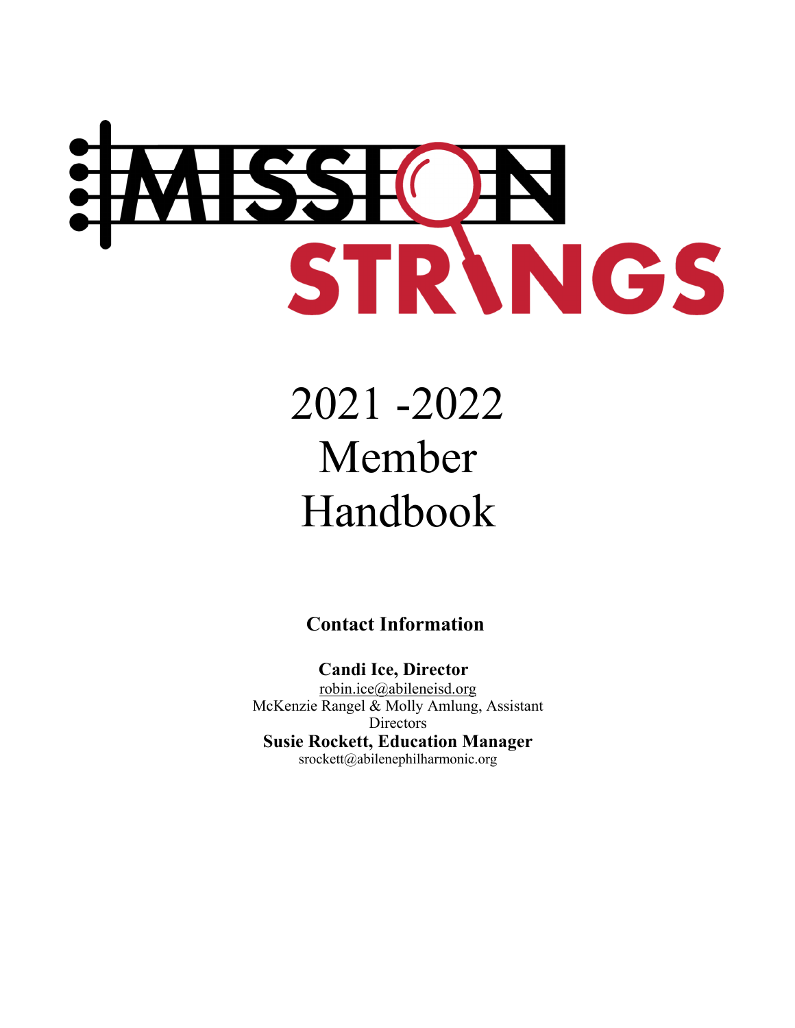# MISSION STRINGS

# 2021 -2022 Member Handbook

**Contact Information**

**Candi Ice, Director**
robin.ice@abileneisd.org
McKenzie Rangel & Molly Amlung, Assistant Directors

**Susie Rockett, Education Manager**
srockett@abilenephilharmonic.org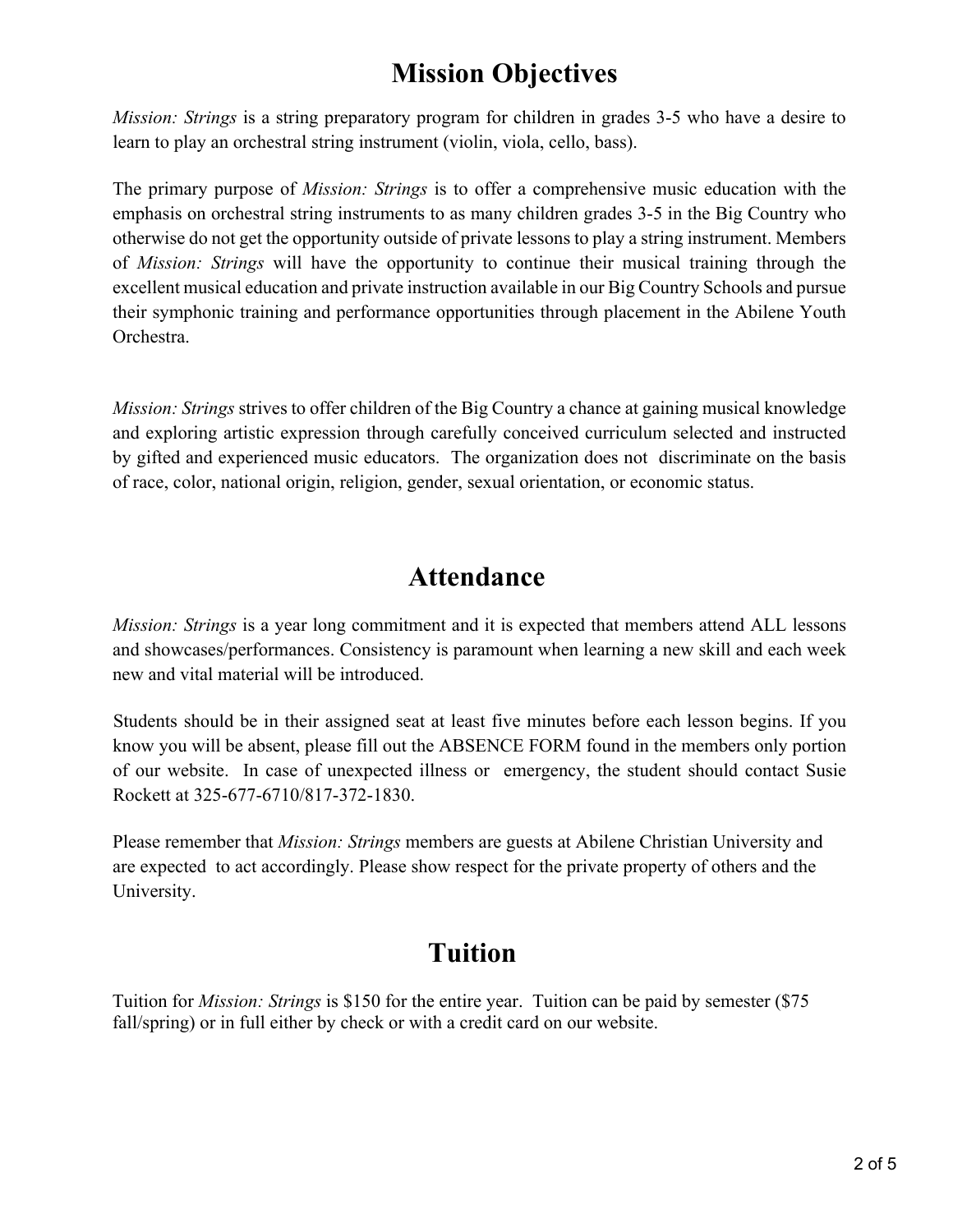# Mission Objectives

*Mission: Strings* is a string preparatory program for children in grades 3-5 who have a desire to learn to play an orchestral string instrument (violin, viola, cello, bass).

The primary purpose of *Mission: Strings* is to offer a comprehensive music education with the emphasis on orchestral string instruments to as many children grades 3-5 in the Big Country who otherwise do not get the opportunity outside of private lessons to play a string instrument. Members of *Mission: Strings* will have the opportunity to continue their musical training through the excellent musical education and private instruction available in our Big Country Schools and pursue their symphonic training and performance opportunities through placement in the Abilene Youth Orchestra.

*Mission: Strings* strives to offer children of the Big Country a chance at gaining musical knowledge and exploring artistic expression through carefully conceived curriculum selected and instructed by gifted and experienced music educators. The organization does not discriminate on the basis of race, color, national origin, religion, gender, sexual orientation, or economic status.

# Attendance

*Mission: Strings* is a year long commitment and it is expected that members attend ALL lessons and showcases/performances. Consistency is paramount when learning a new skill and each week new and vital material will be introduced.

Students should be in their assigned seat at least five minutes before each lesson begins. If you know you will be absent, please fill out the ABSENCE FORM found in the members only portion of our website. In case of unexpected illness or emergency, the student should contact Susie Rockett at 325-677-6710/817-372-1830.

Please remember that *Mission: Strings* members are guests at Abilene Christian University and are expected to act accordingly. Please show respect for the private property of others and the University.

# Tuition

Tuition for *Mission: Strings* is $150 for the entire year. Tuition can be paid by semester ($75 fall/spring) or in full either by check or with a credit card on our website.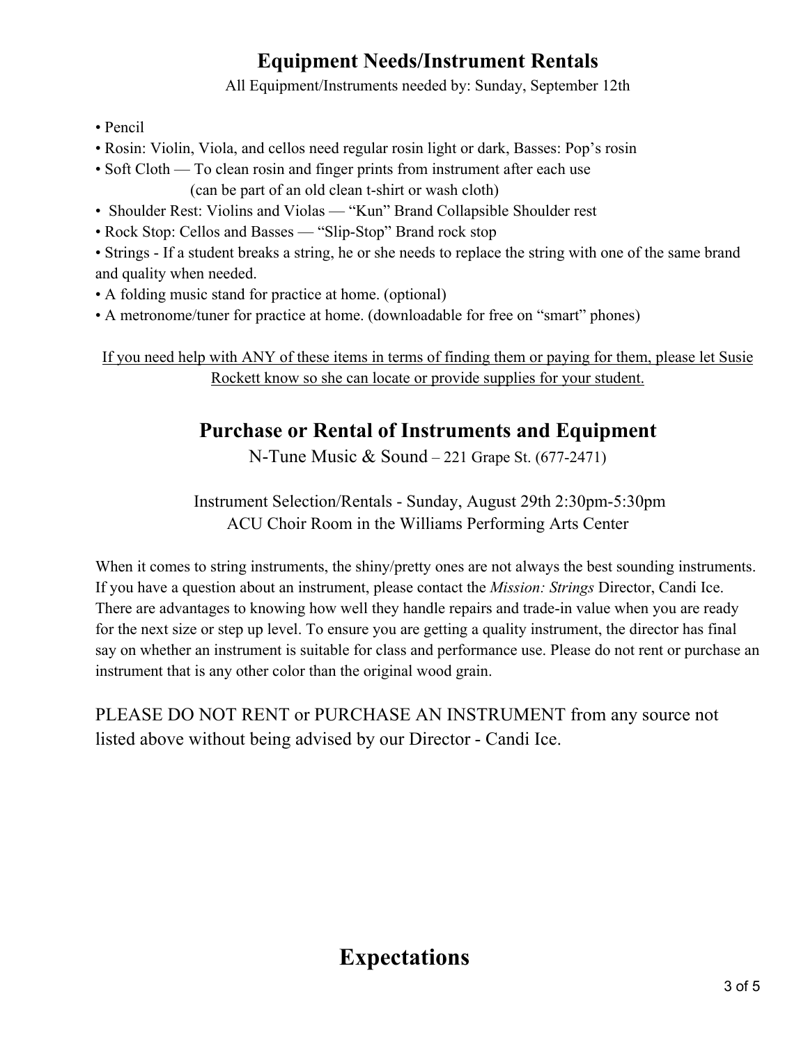## Equipment Needs/Instrument Rentals

All Equipment/Instruments needed by: Sunday, September 12th

- Pencil
- Rosin: Violin, Viola, and cellos need regular rosin light or dark, Basses: Pop's rosin
- Soft Cloth — To clean rosin and finger prints from instrument after each use (can be part of an old clean t-shirt or wash cloth)
- Shoulder Rest: Violins and Violas — "Kun" Brand Collapsible Shoulder rest
- Rock Stop: Cellos and Basses — "Slip-Stop" Brand rock stop
- Strings - If a student breaks a string, he or she needs to replace the string with one of the same brand and quality when needed.
- A folding music stand for practice at home. (optional)
- A metronome/tuner for practice at home. (downloadable for free on "smart" phones)

<u>If you need help with ANY of these items in terms of finding them or paying for them, please let Susie Rockett know so she can locate or provide supplies for your student.</u>

## Purchase or Rental of Instruments and Equipment

N-Tune Music & Sound – 221 Grape St. (677-2471)

Instrument Selection/Rentals - Sunday, August 29th 2:30pm-5:30pm
ACU Choir Room in the Williams Performing Arts Center

When it comes to string instruments, the shiny/pretty ones are not always the best sounding instruments. If you have a question about an instrument, please contact the *Mission: Strings* Director, Candi Ice. There are advantages to knowing how well they handle repairs and trade-in value when you are ready for the next size or step up level. To ensure you are getting a quality instrument, the director has final say on whether an instrument is suitable for class and performance use. Please do not rent or purchase an instrument that is any other color than the original wood grain.

PLEASE DO NOT RENT or PURCHASE AN INSTRUMENT from any source not listed above without being advised by our Director - Candi Ice.

# Expectations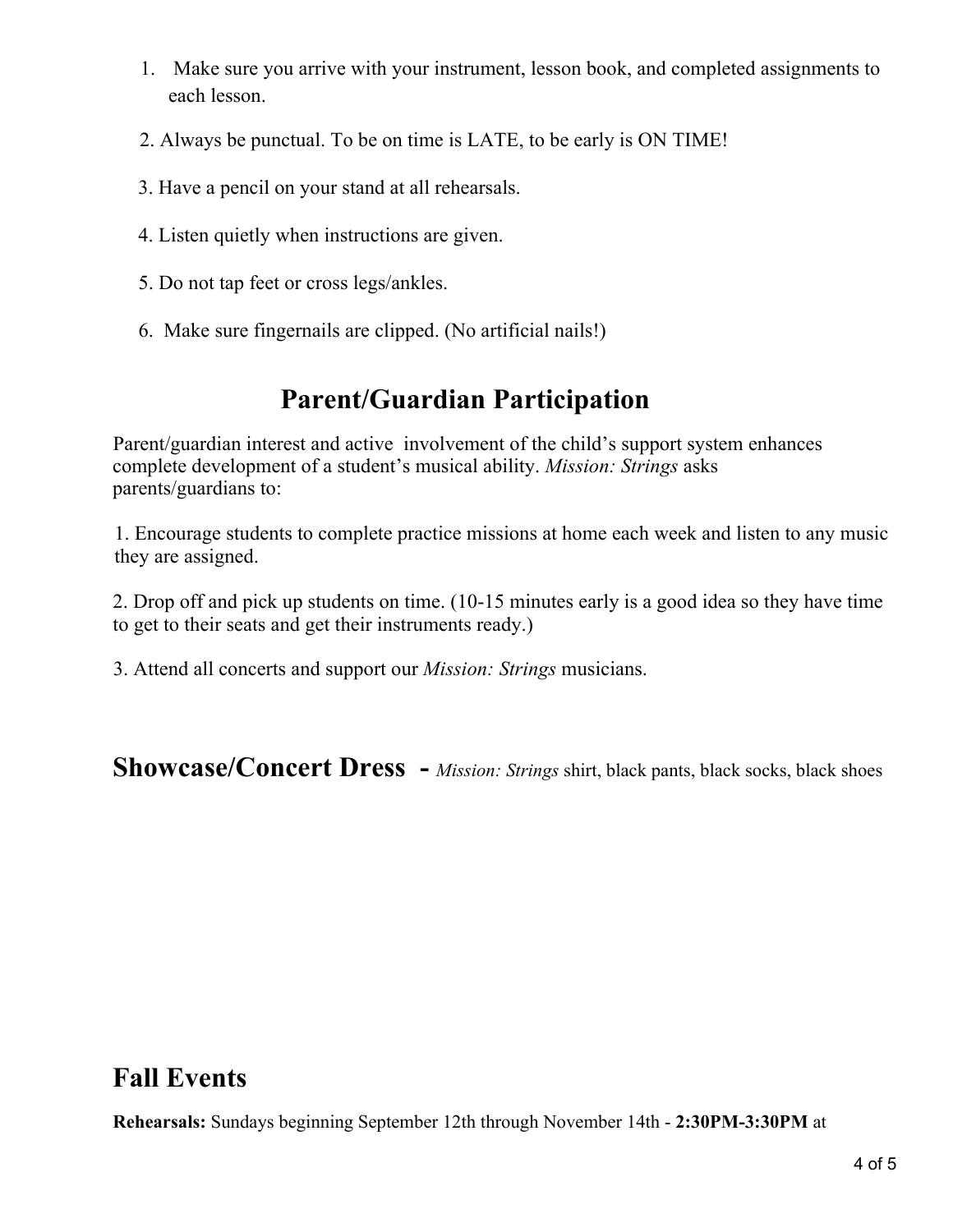1. Make sure you arrive with your instrument, lesson book, and completed assignments to each lesson.

2. Always be punctual. To be on time is LATE, to be early is ON TIME!

3. Have a pencil on your stand at all rehearsals.

4. Listen quietly when instructions are given.

5. Do not tap feet or cross legs/ankles.

6. Make sure fingernails are clipped. (No artificial nails!)

## Parent/Guardian Participation

Parent/guardian interest and active involvement of the child's support system enhances complete development of a student's musical ability. *Mission: Strings* asks parents/guardians to:

1. Encourage students to complete practice missions at home each week and listen to any music they are assigned.

2. Drop off and pick up students on time. (10-15 minutes early is a good idea so they have time to get to their seats and get their instruments ready.)

3. Attend all concerts and support our *Mission: Strings* musicians.

**Showcase/Concert Dress** - *Mission: Strings* shirt, black pants, black socks, black shoes

## Fall Events

**Rehearsals:** Sundays beginning September 12th through November 14th - **2:30PM-3:30PM** at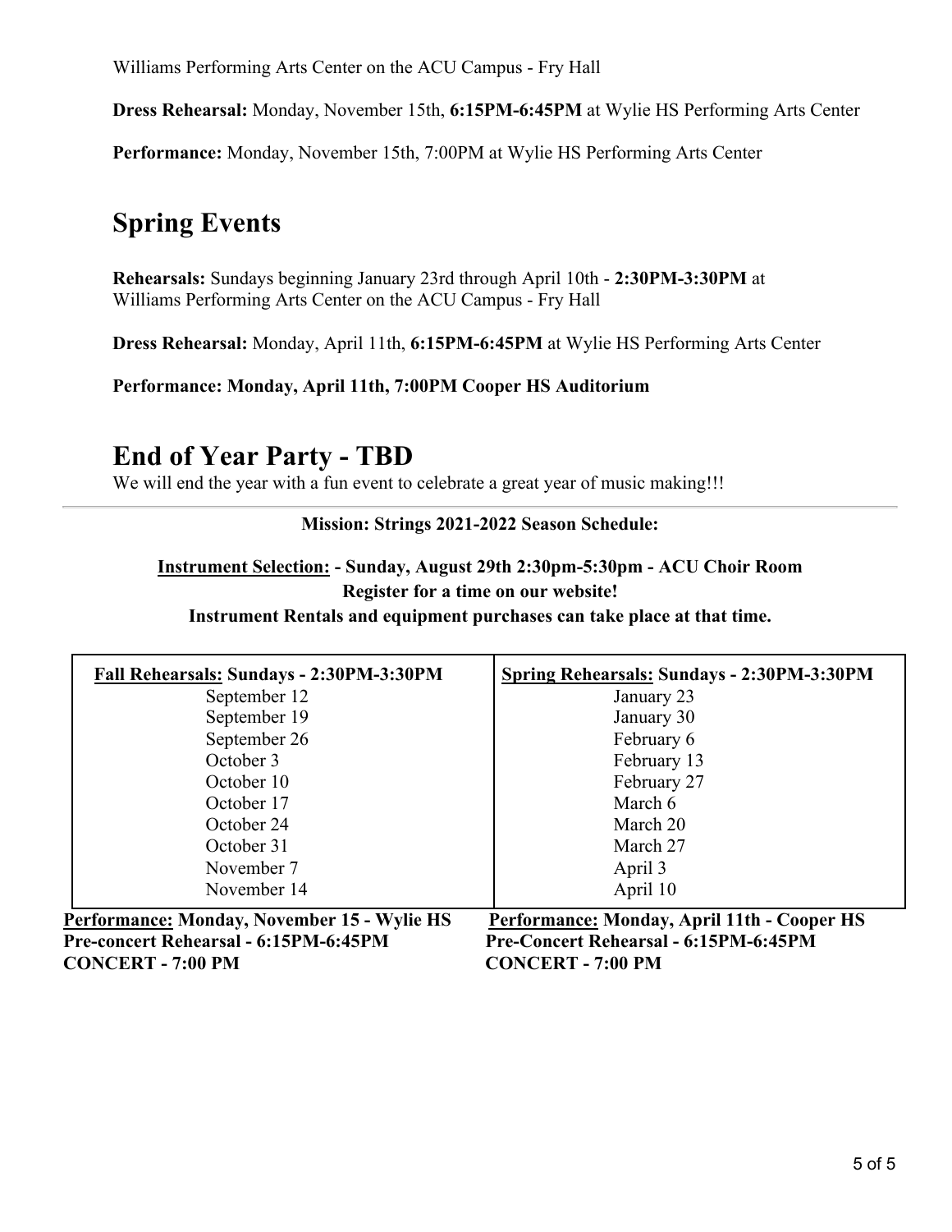Williams Performing Arts Center on the ACU Campus - Fry Hall

**Dress Rehearsal:** Monday, November 15th, **6:15PM-6:45PM** at Wylie HS Performing Arts Center

**Performance:** Monday, November 15th, 7:00PM at Wylie HS Performing Arts Center

## Spring Events

**Rehearsals:** Sundays beginning January 23rd through April 10th - **2:30PM-3:30PM** at Williams Performing Arts Center on the ACU Campus - Fry Hall

**Dress Rehearsal:** Monday, April 11th, **6:15PM-6:45PM** at Wylie HS Performing Arts Center

**Performance: Monday, April 11th, 7:00PM Cooper HS Auditorium**

## End of Year Party - TBD

We will end the year with a fun event to celebrate a great year of music making!!!

---

**Mission: Strings 2021-2022 Season Schedule:**

**Instrument Selection: - Sunday, August 29th 2:30pm-5:30pm - ACU Choir Room**
**Register for a time on our website!**
**Instrument Rentals and equipment purchases can take place at that time.**

| **Fall Rehearsals: Sundays - 2:30PM-3:30PM** | **Spring Rehearsals: Sundays - 2:30PM-3:30PM** |
|---|---|
| September 12 | January 23 |
| September 19 | January 30 |
| September 26 | February 6 |
| October 3 | February 13 |
| October 10 | February 27 |
| October 17 | March 6 |
| October 24 | March 20 |
| October 31 | March 27 |
| November 7 | April 3 |
| November 14 | April 10 |

**Performance: Monday, November 15 - Wylie HS**
**Pre-concert Rehearsal - 6:15PM-6:45PM**
**CONCERT - 7:00 PM**

**Performance: Monday, April 11th - Cooper HS**
**Pre-Concert Rehearsal - 6:15PM-6:45PM**
**CONCERT - 7:00 PM**